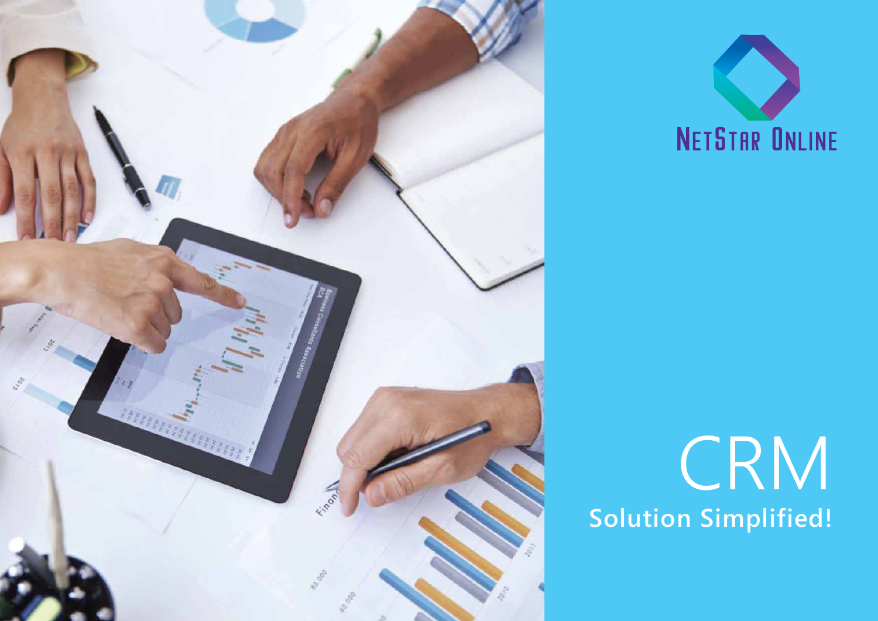NetStar Online

# CRM

**Solution Simplified!**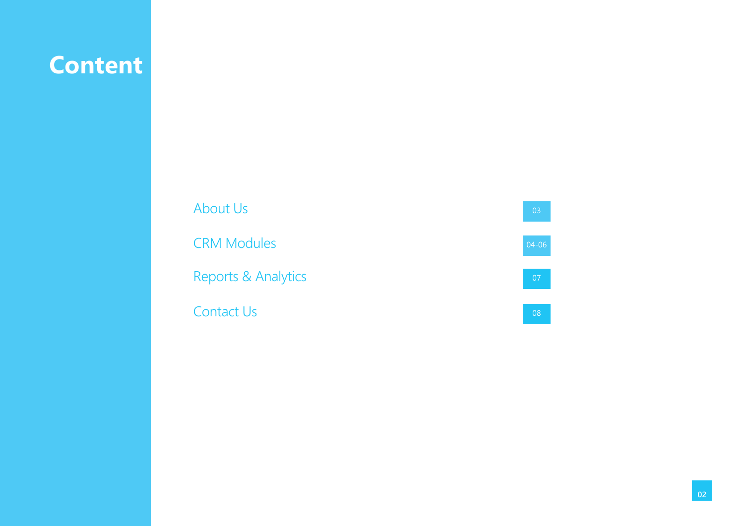# Content

| Section | Page |
| --- | --- |
| About Us | 03 |
| CRM Modules | 04-06 |
| Reports & Analytics | 07 |
| Contact Us | 08 |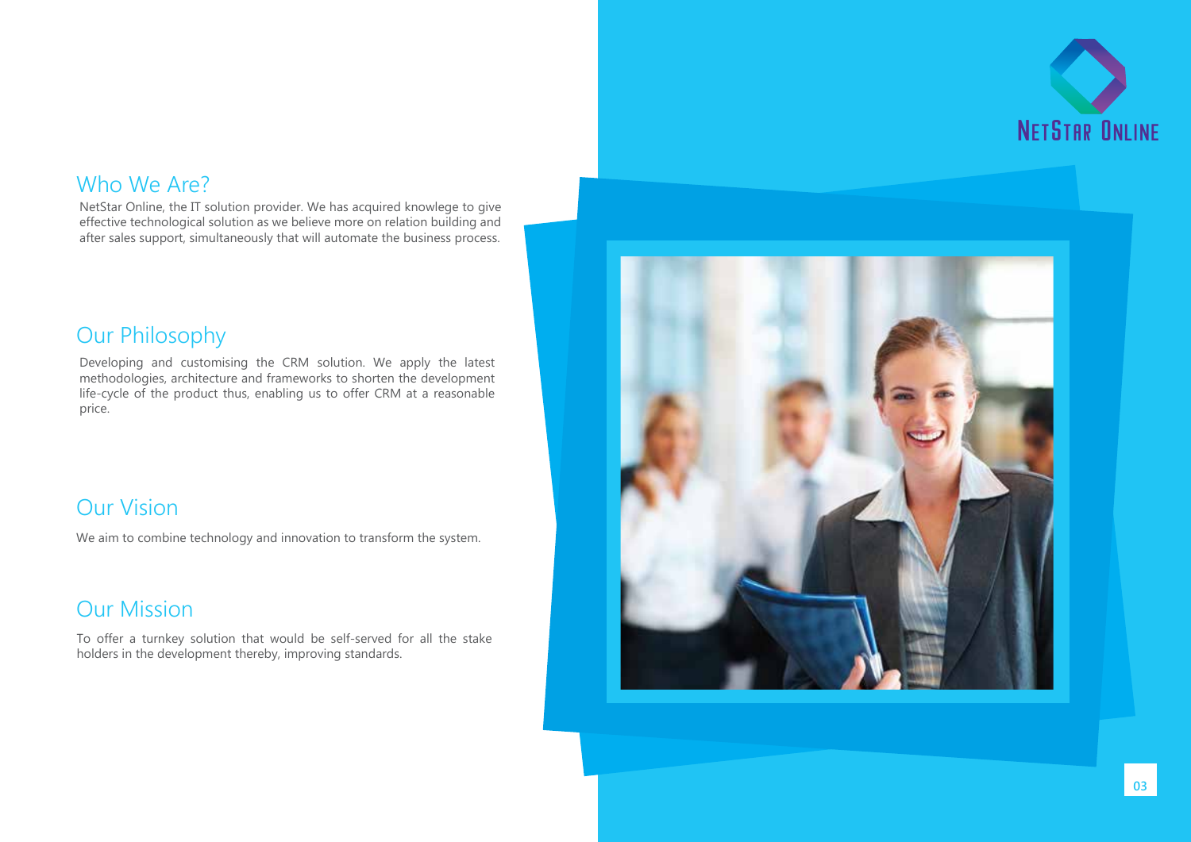## Who We Are?

NetStar Online, the IT solution provider. We has acquired knowlege to give effective technological solution as we believe more on relation building and after sales support, simultaneously that will automate the business process.

## Our Philosophy

Developing and customising the CRM solution. We apply the latest methodologies, architecture and frameworks to shorten the development life-cycle of the product thus, enabling us to offer CRM at a reasonable price.

## Our Vision

We aim to combine technology and innovation to transform the system.

## Our Mission

To offer a turnkey solution that would be self-served for all the stake holders in the development thereby, improving standards.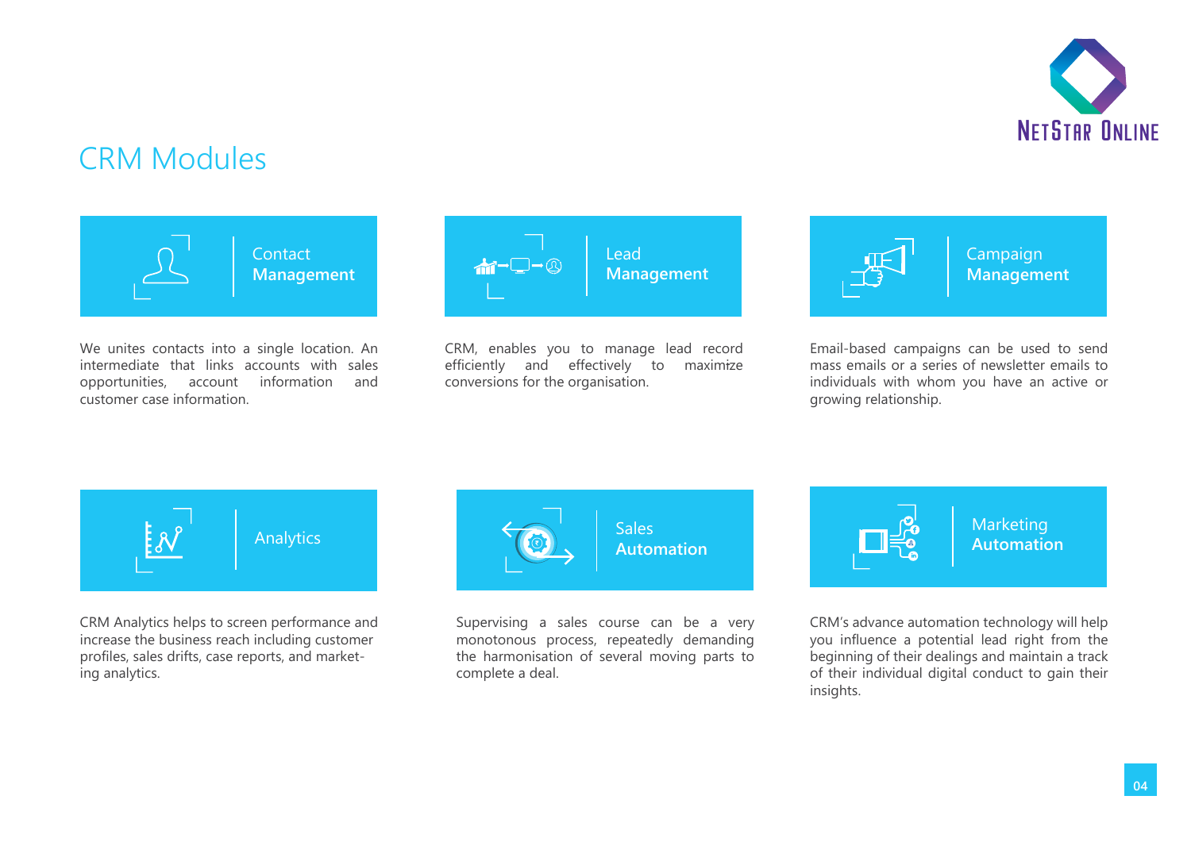# CRM Modules

### Contact Management

We unites contacts into a single location. An intermediate that links accounts with sales opportunities, account information and customer case information.

### Lead Management

CRM, enables you to manage lead record efficiently and effectively to maximize conversions for the organisation.

### Campaign Management

Email-based campaigns can be used to send mass emails or a series of newsletter emails to individuals with whom you have an active or growing relationship.

### Analytics

CRM Analytics helps to screen performance and increase the business reach including customer profiles, sales drifts, case reports, and marketing analytics.

### Sales Automation

Supervising a sales course can be a very monotonous process, repeatedly demanding the harmonisation of several moving parts to complete a deal.

### Marketing Automation

CRM's advance automation technology will help you influence a potential lead right from the beginning of their dealings and maintain a track of their individual digital conduct to gain their insights.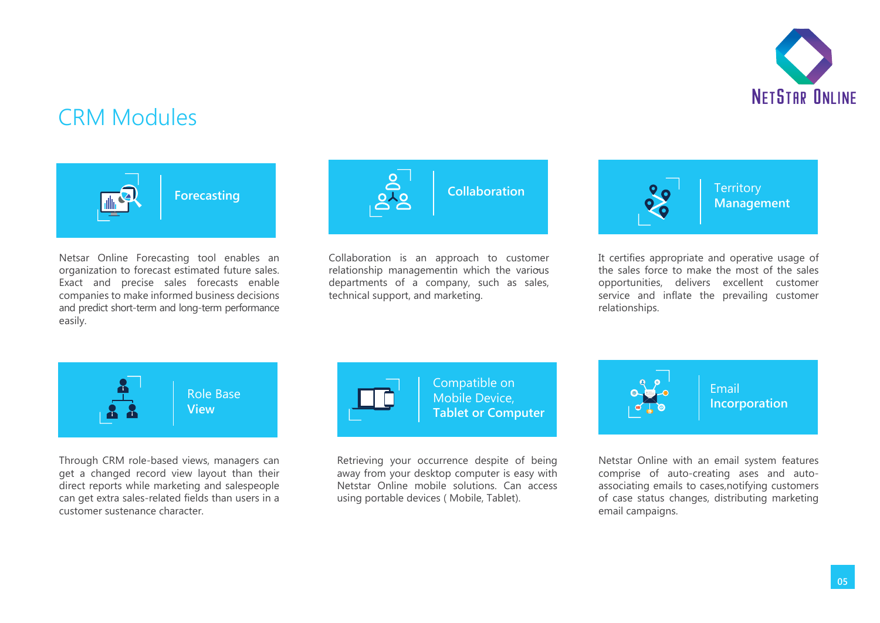# CRM Modules

### Forecasting

Netsar Online Forecasting tool enables an organization to forecast estimated future sales. Exact and precise sales forecasts enable companies to make informed business decisions and predict short-term and long-term performance easily.

### Collaboration

Collaboration is an approach to customer relationship managementin which the various departments of a company, such as sales, technical support, and marketing.

### Territory Management

It certifies appropriate and operative usage of the sales force to make the most of the sales opportunities, delivers excellent customer service and inflate the prevailing customer relationships.

### Role Base View

Through CRM role-based views, managers can get a changed record view layout than their direct reports while marketing and salespeople can get extra sales-related fields than users in a customer sustenance character.

### Compatible on Mobile Device, Tablet or Computer

Retrieving your occurrence despite of being away from your desktop computer is easy with Netstar Online mobile solutions. Can access using portable devices ( Mobile, Tablet).

### Email Incorporation

Netstar Online with an email system features comprise of auto-creating ases and auto-associating emails to cases,notifying customers of case status changes, distributing marketing email campaigns.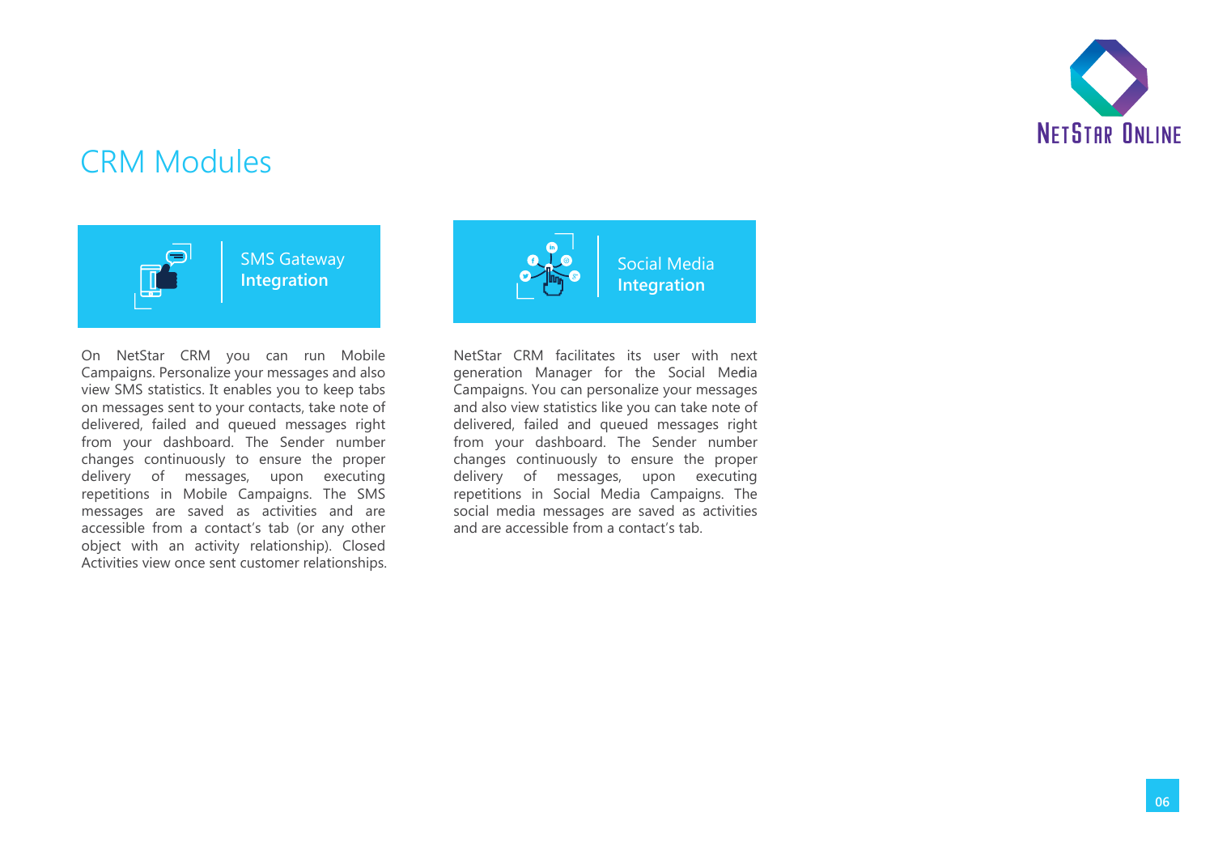# CRM Modules

## SMS Gateway **Integration**

On NetStar CRM you can run Mobile Campaigns. Personalize your messages and also view SMS statistics. It enables you to keep tabs on messages sent to your contacts, take note of delivered, failed and queued messages right from your dashboard. The Sender number changes continuously to ensure the proper delivery of messages, upon executing repetitions in Mobile Campaigns. The SMS messages are saved as activities and are accessible from a contact's tab (or any other object with an activity relationship). Closed Activities view once sent customer relationships.

## Social Media **Integration**

NetStar CRM facilitates its user with next generation Manager for the Social Media Campaigns. You can personalize your messages and also view statistics like you can take note of delivered, failed and queued messages right from your dashboard. The Sender number changes continuously to ensure the proper delivery of messages, upon executing repetitions in Social Media Campaigns. The social media messages are saved as activities and are accessible from a contact's tab.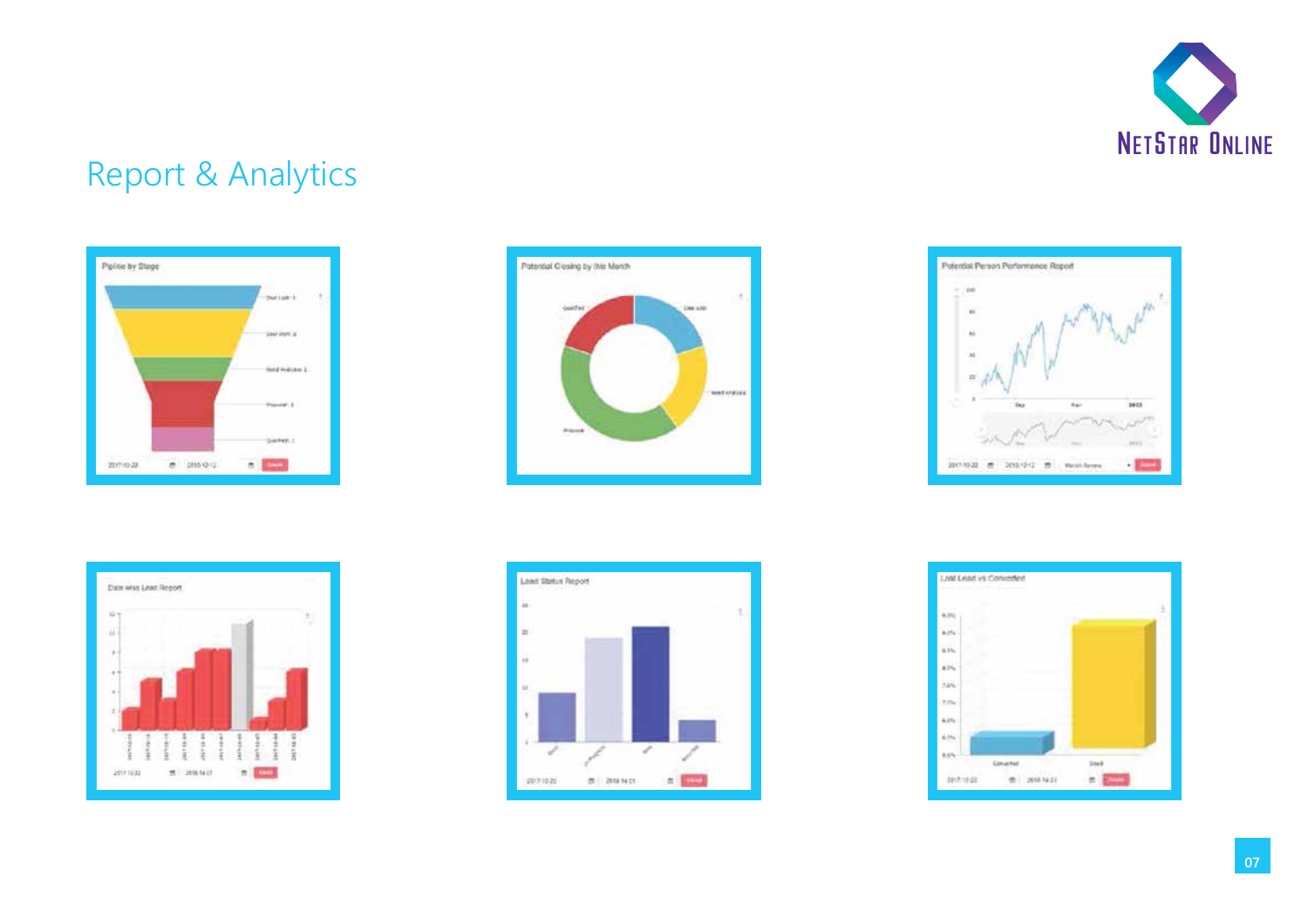# Report & Analytics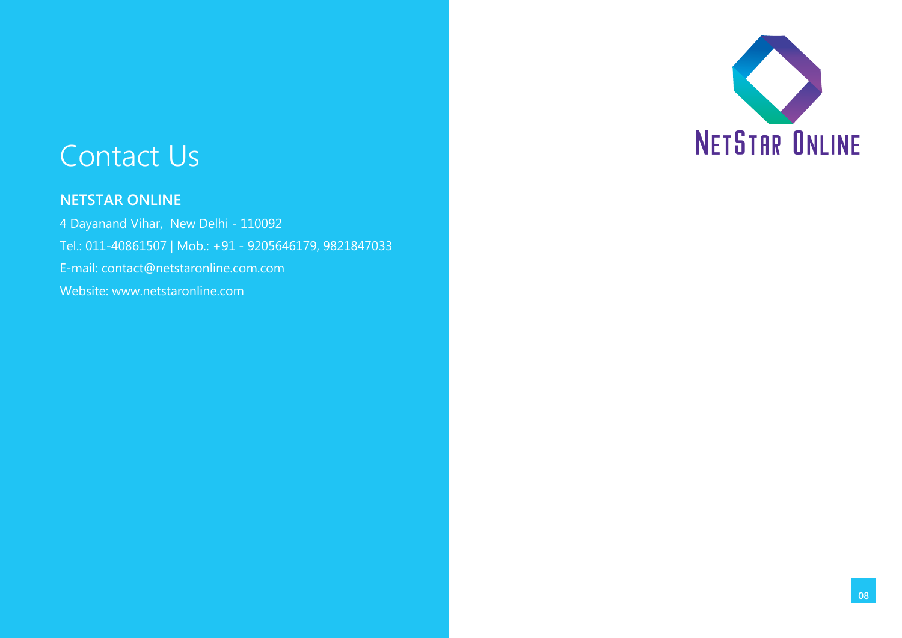# Contact Us

**NETSTAR ONLINE**

4 Dayanand Vihar, New Delhi - 110092

Tel.: 011-40861507 | Mob.: +91 - 9205646179, 9821847033

E-mail: contact@netstaronline.com.com

Website: www.netstaronline.com

NETSTAR ONLINE